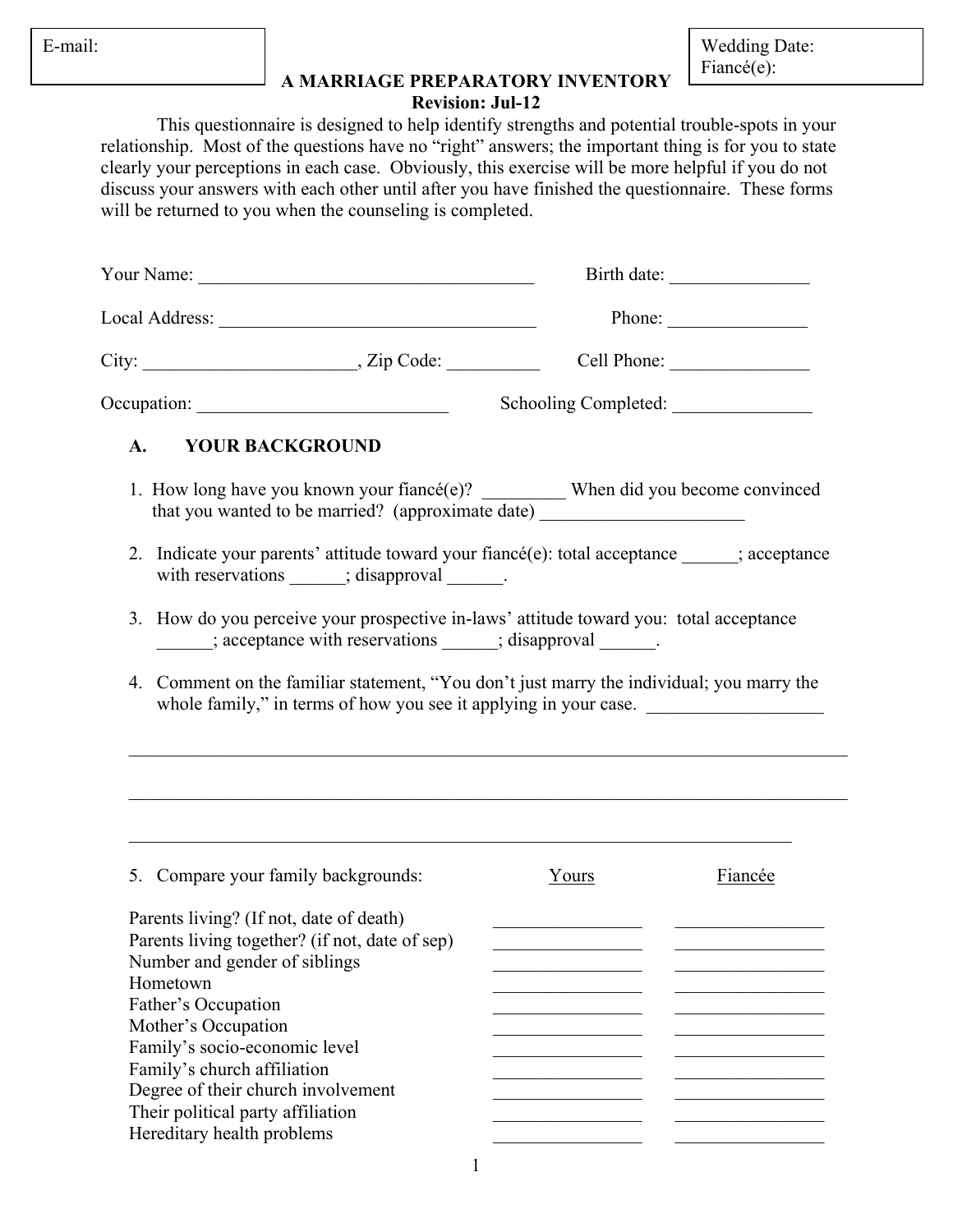E-mail:

Wedding Date:
Fiancé(e):

# A MARRIAGE PREPARATORY INVENTORY

**Revision: Jul-12**

This questionnaire is designed to help identify strengths and potential trouble-spots in your relationship. Most of the questions have no "right" answers; the important thing is for you to state clearly your perceptions in each case. Obviously, this exercise will be more helpful if you do not discuss your answers with each other until after you have finished the questionnaire. These forms will be returned to you when the counseling is completed.

Your Name: ___________________________________ Birth date: _______________

Local Address: __________________________________ Phone: _______________

City: ______________________, Zip Code: __________ Cell Phone: _______________

Occupation: ___________________________ Schooling Completed: _______________

## A. YOUR BACKGROUND

1. How long have you known your fiancé(e)? _________ When did you become convinced that you wanted to be married? (approximate date) ______________________

2. Indicate your parents' attitude toward your fiancé(e): total acceptance ______; acceptance with reservations ______; disapproval ______.

3. How do you perceive your prospective in-laws' attitude toward you: total acceptance ______; acceptance with reservations ______; disapproval ______.

4. Comment on the familiar statement, "You don't just marry the individual; you marry the whole family," in terms of how you see it applying in your case. ___________________

_____________________________________________________________________________

_____________________________________________________________________________

_____________________________________________________________________________

5. Compare your family backgrounds:

| | Yours | Fiancée |
|---|---|---|
| Parents living? (If not, date of death) | ________________ | ________________ |
| Parents living together? (if not, date of sep) | ________________ | ________________ |
| Number and gender of siblings | ________________ | ________________ |
| Hometown | ________________ | ________________ |
| Father's Occupation | ________________ | ________________ |
| Mother's Occupation | ________________ | ________________ |
| Family's socio-economic level | ________________ | ________________ |
| Family's church affiliation | ________________ | ________________ |
| Degree of their church involvement | ________________ | ________________ |
| Their political party affiliation | ________________ | ________________ |
| Hereditary health problems | ________________ | ________________ |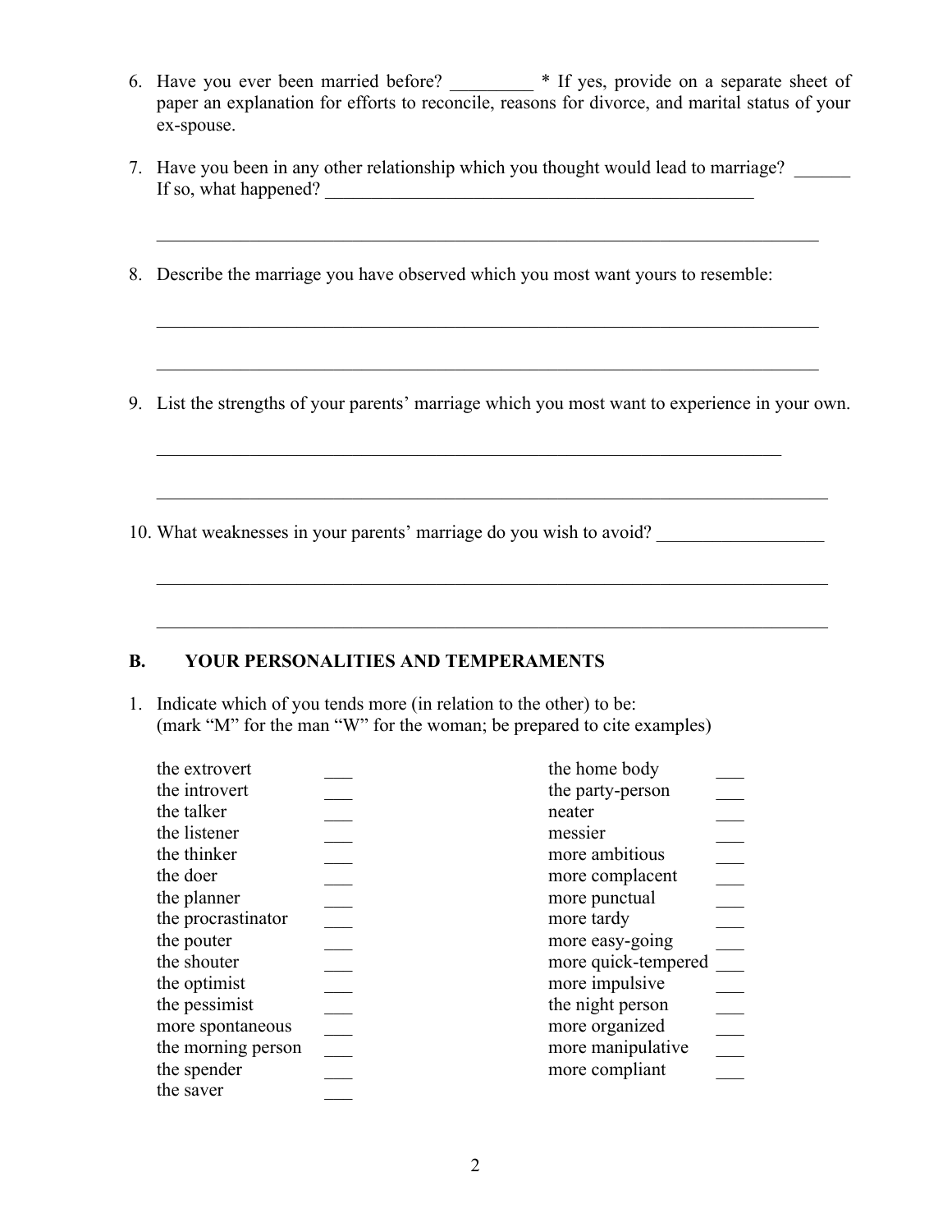6. Have you ever been married before? _________ * If yes, provide on a separate sheet of paper an explanation for efforts to reconcile, reasons for divorce, and marital status of your ex-spouse.

7. Have you been in any other relationship which you thought would lead to marriage? ______ If so, what happened? _________________________________________________

   ___________________________________________________________________________

8. Describe the marriage you have observed which you most want yours to resemble:

   ___________________________________________________________________________

   ___________________________________________________________________________

9. List the strengths of your parents' marriage which you most want to experience in your own.

   ______________________________________________________________________

   ___________________________________________________________________________

10. What weaknesses in your parents' marriage do you wish to avoid? __________________

   ___________________________________________________________________________

   ___________________________________________________________________________

## B. YOUR PERSONALITIES AND TEMPERAMENTS

1. Indicate which of you tends more (in relation to the other) to be:
   (mark "M" for the man "W" for the woman; be prepared to cite examples)

| | | | |
|---|---|---|---|
| the extrovert | ___ | the home body | ___ |
| the introvert | ___ | the party-person | ___ |
| the talker | ___ | neater | ___ |
| the listener | ___ | messier | ___ |
| the thinker | ___ | more ambitious | ___ |
| the doer | ___ | more complacent | ___ |
| the planner | ___ | more punctual | ___ |
| the procrastinator | ___ | more tardy | ___ |
| the pouter | ___ | more easy-going | ___ |
| the shouter | ___ | more quick-tempered | ___ |
| the optimist | ___ | more impulsive | ___ |
| the pessimist | ___ | the night person | ___ |
| more spontaneous | ___ | more organized | ___ |
| the morning person | ___ | more manipulative | ___ |
| the spender | ___ | more compliant | ___ |
| the saver | ___ | | |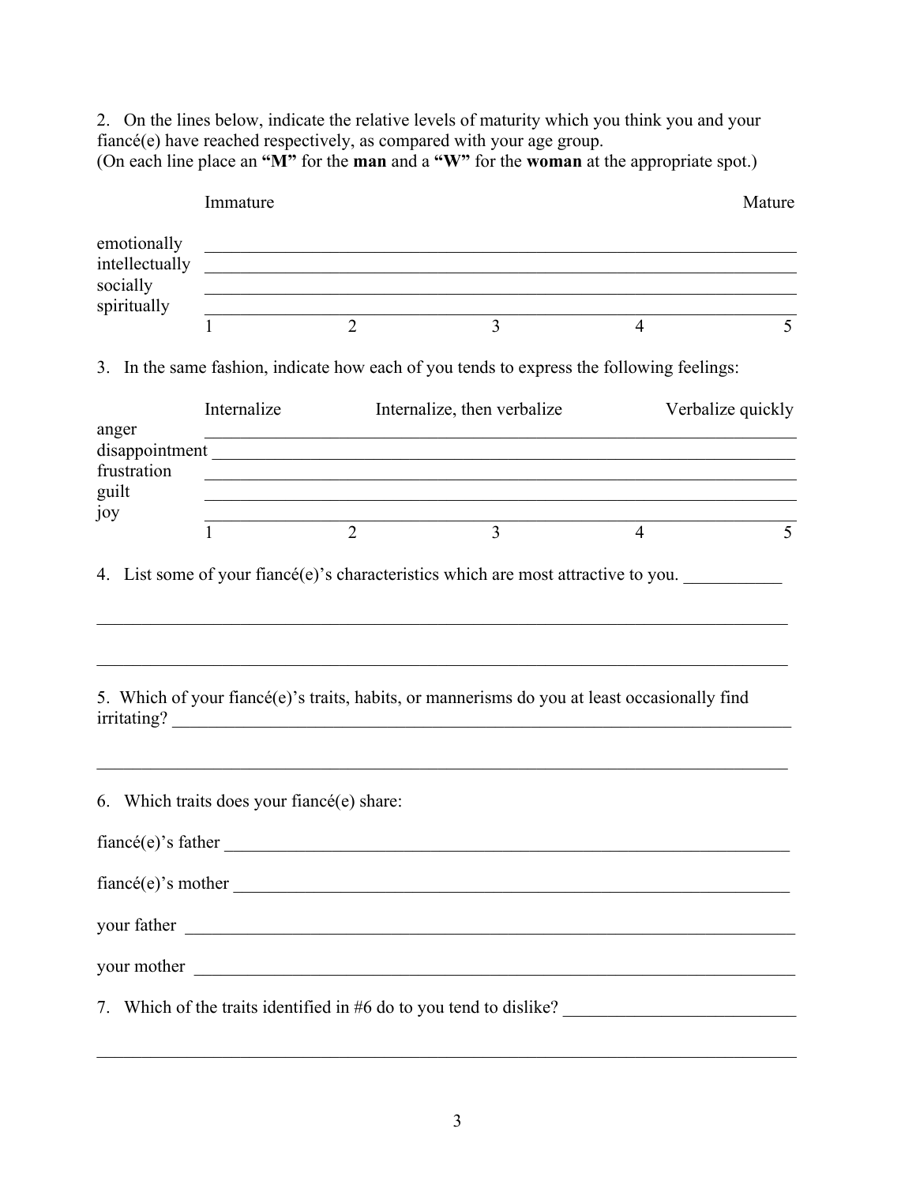2. On the lines below, indicate the relative levels of maturity which you think you and your fiancé(e) have reached respectively, as compared with your age group.
(On each line place an **"M"** for the **man** and a **"W"** for the **woman** at the appropriate spot.)

| | Immature | | | | Mature |
|---|---|---|---|---|---|
| emotionally | | | | | |
| intellectually | | | | | |
| socially | | | | | |
| spiritually | | | | | |
| | 1 | 2 | 3 | 4 | 5 |

3. In the same fashion, indicate how each of you tends to express the following feelings:

| | Internalize | | Internalize, then verbalize | | Verbalize quickly |
|---|---|---|---|---|---|
| anger | | | | | |
| disappointment | | | | | |
| frustration | | | | | |
| guilt | | | | | |
| joy | | | | | |
| | 1 | 2 | 3 | 4 | 5 |

4. List some of your fiancé(e)'s characteristics which are most attractive to you. ___________

_______________________________________________________________________________

_______________________________________________________________________________

5. Which of your fiancé(e)'s traits, habits, or mannerisms do you at least occasionally find irritating? _______________________________________________________________

_______________________________________________________________________________

6. Which traits does your fiancé(e) share:

fiancé(e)'s father _____________________________________________________________

fiancé(e)'s mother ____________________________________________________________

your father __________________________________________________________________

your mother _________________________________________________________________

7. Which of the traits identified in #6 do to you tend to dislike? __________________________

_______________________________________________________________________________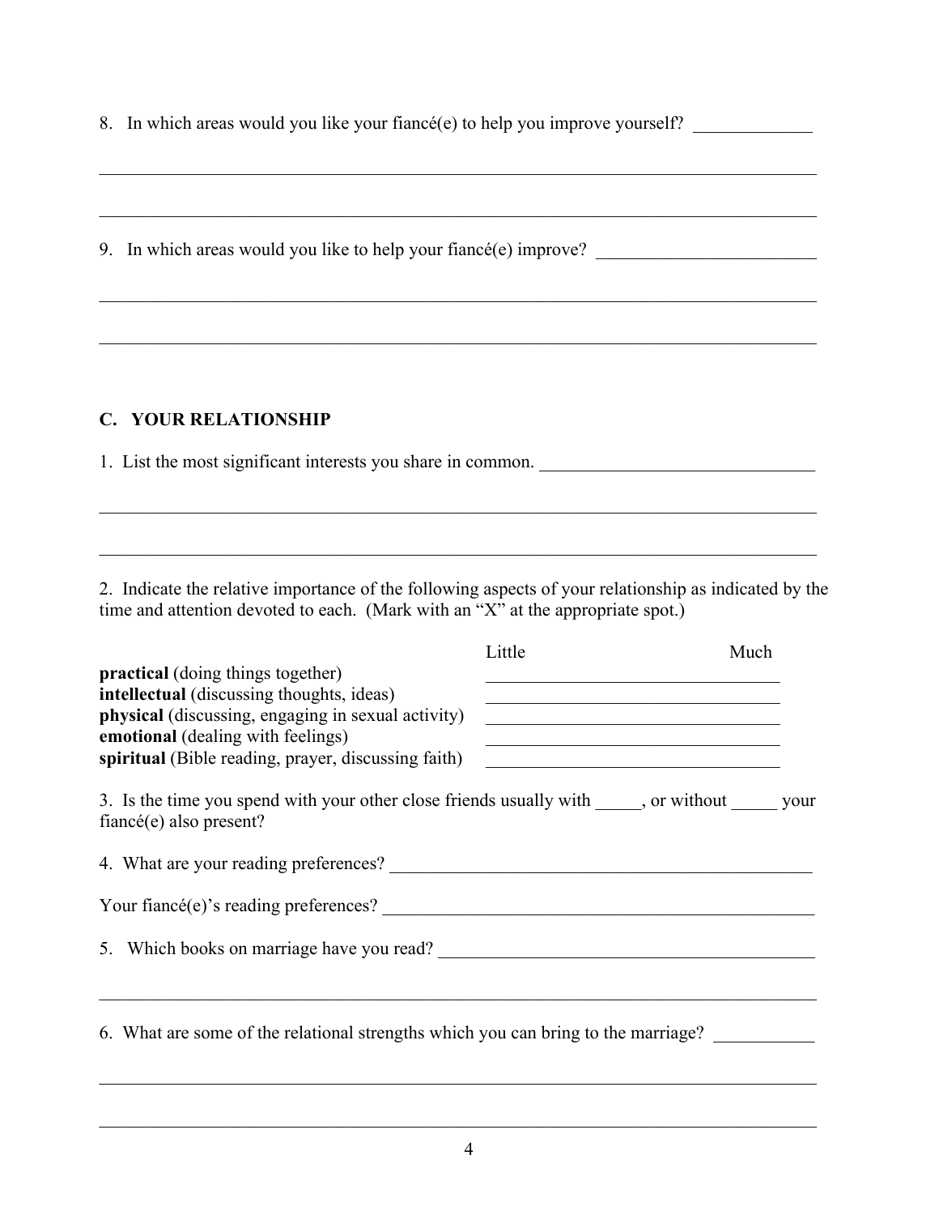8. In which areas would you like your fiancé(e) to help you improve yourself? _____________

______________________________________________________________________________

______________________________________________________________________________

9. In which areas would you like to help your fiancé(e) improve? ________________________

______________________________________________________________________________

______________________________________________________________________________

### C. YOUR RELATIONSHIP

1. List the most significant interests you share in common. _______________________________

______________________________________________________________________________

______________________________________________________________________________

2. Indicate the relative importance of the following aspects of your relationship as indicated by the time and attention devoted to each. (Mark with an "X" at the appropriate spot.)

| | Little | Much |
|---|---|---|
| **practical** (doing things together) | _________________ | _________________ |
| **intellectual** (discussing thoughts, ideas) | _________________ | _________________ |
| **physical** (discussing, engaging in sexual activity) | _________________ | _________________ |
| **emotional** (dealing with feelings) | _________________ | _________________ |
| **spiritual** (Bible reading, prayer, discussing faith) | _________________ | _________________ |

3. Is the time you spend with your other close friends usually with _____, or without _____ your fiancé(e) also present?

4. What are your reading preferences? _______________________________________________

Your fiancé(e)'s reading preferences? _______________________________________________

5. Which books on marriage have you read? ___________________________________________

______________________________________________________________________________

6. What are some of the relational strengths which you can bring to the marriage? ___________

______________________________________________________________________________

______________________________________________________________________________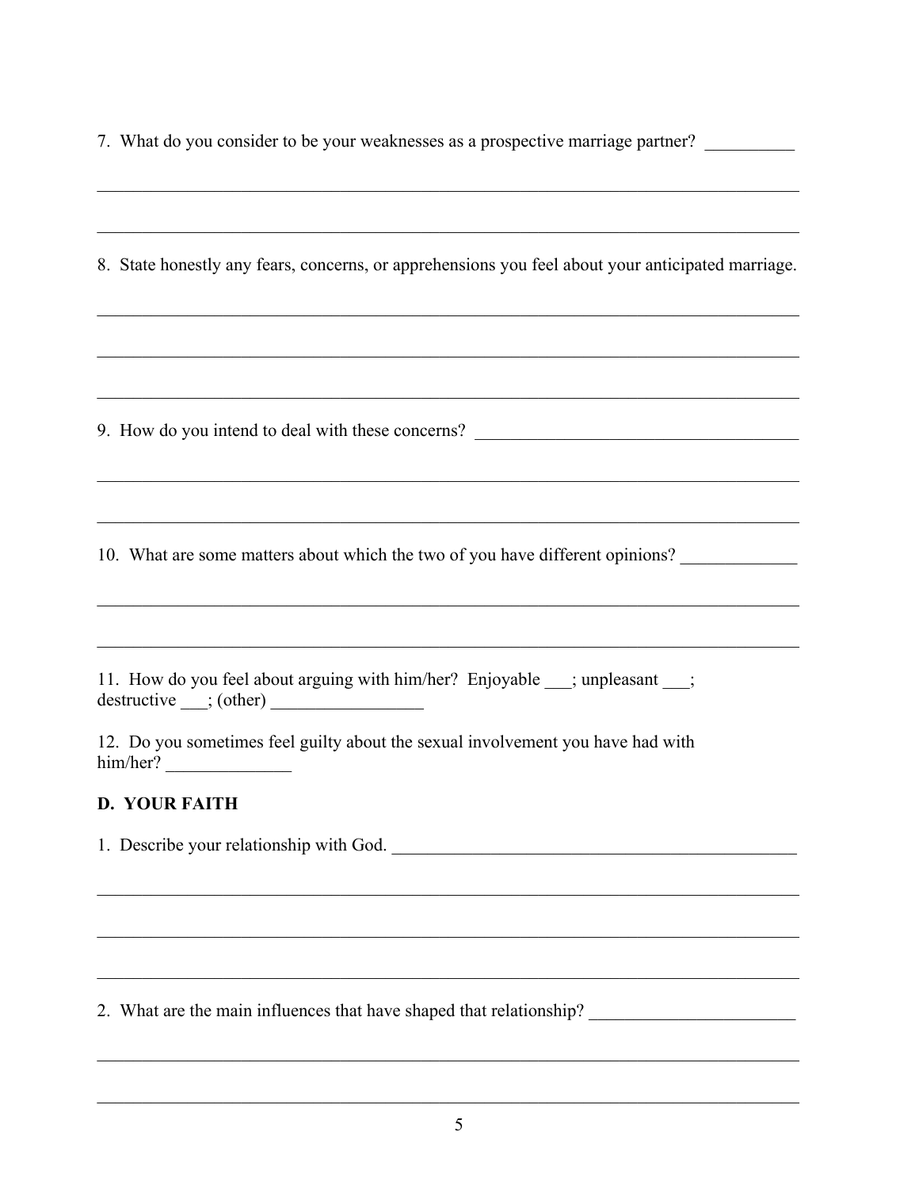7. What do you consider to be your weaknesses as a prospective marriage partner? __________

______________________________________________________________________________

______________________________________________________________________________

8. State honestly any fears, concerns, or apprehensions you feel about your anticipated marriage.

______________________________________________________________________________

______________________________________________________________________________

______________________________________________________________________________

9. How do you intend to deal with these concerns? ______________________________________

______________________________________________________________________________

______________________________________________________________________________

10. What are some matters about which the two of you have different opinions? _____________

______________________________________________________________________________

______________________________________________________________________________

11. How do you feel about arguing with him/her? Enjoyable ___; unpleasant ___; destructive ___; (other) _________________

12. Do you sometimes feel guilty about the sexual involvement you have had with him/her? ______________

## D. YOUR FAITH

1. Describe your relationship with God. _______________________________________________

______________________________________________________________________________

______________________________________________________________________________

______________________________________________________________________________

2. What are the main influences that have shaped that relationship? _______________________

______________________________________________________________________________

______________________________________________________________________________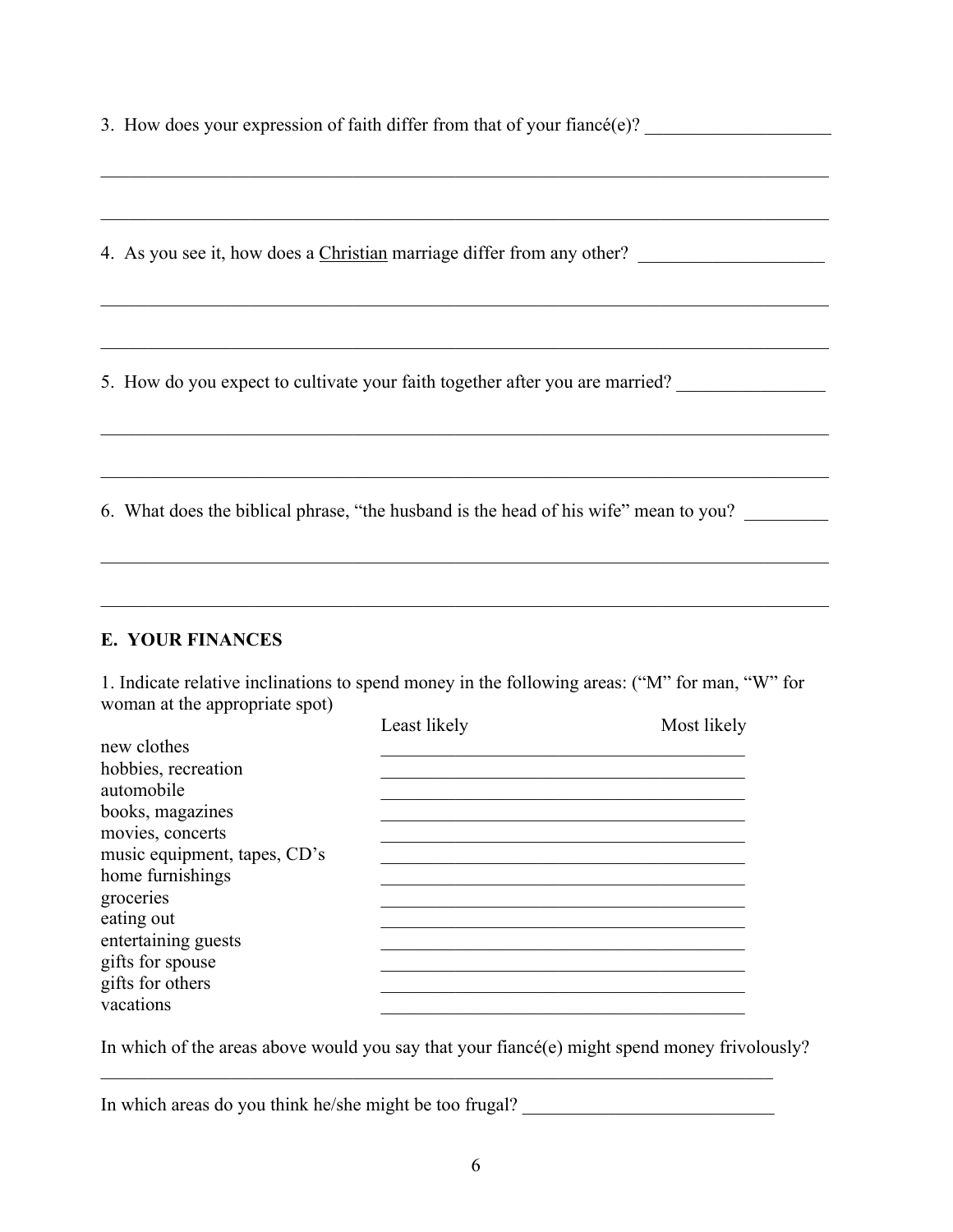3. How does your expression of faith differ from that of your fiancé(e)? ____________________

________________________________________________________________________________

________________________________________________________________________________

4. As you see it, how does a <u>Christian</u> marriage differ from any other? ____________________

________________________________________________________________________________

________________________________________________________________________________

5. How do you expect to cultivate your faith together after you are married? ________________

________________________________________________________________________________

________________________________________________________________________________

6. What does the biblical phrase, "the husband is the head of his wife" mean to you? _________

________________________________________________________________________________

________________________________________________________________________________

## E. YOUR FINANCES

1. Indicate relative inclinations to spend money in the following areas: ("M" for man, "W" for woman at the appropriate spot)

| | Least likely | Most likely |
|---|---|---|
| new clothes | | |
| hobbies, recreation | | |
| automobile | | |
| books, magazines | | |
| movies, concerts | | |
| music equipment, tapes, CD's | | |
| home furnishings | | |
| groceries | | |
| eating out | | |
| entertaining guests | | |
| gifts for spouse | | |
| gifts for others | | |
| vacations | | |

In which of the areas above would you say that your fiancé(e) might spend money frivolously?

________________________________________________________________________________

In which areas do you think he/she might be too frugal? ___________________________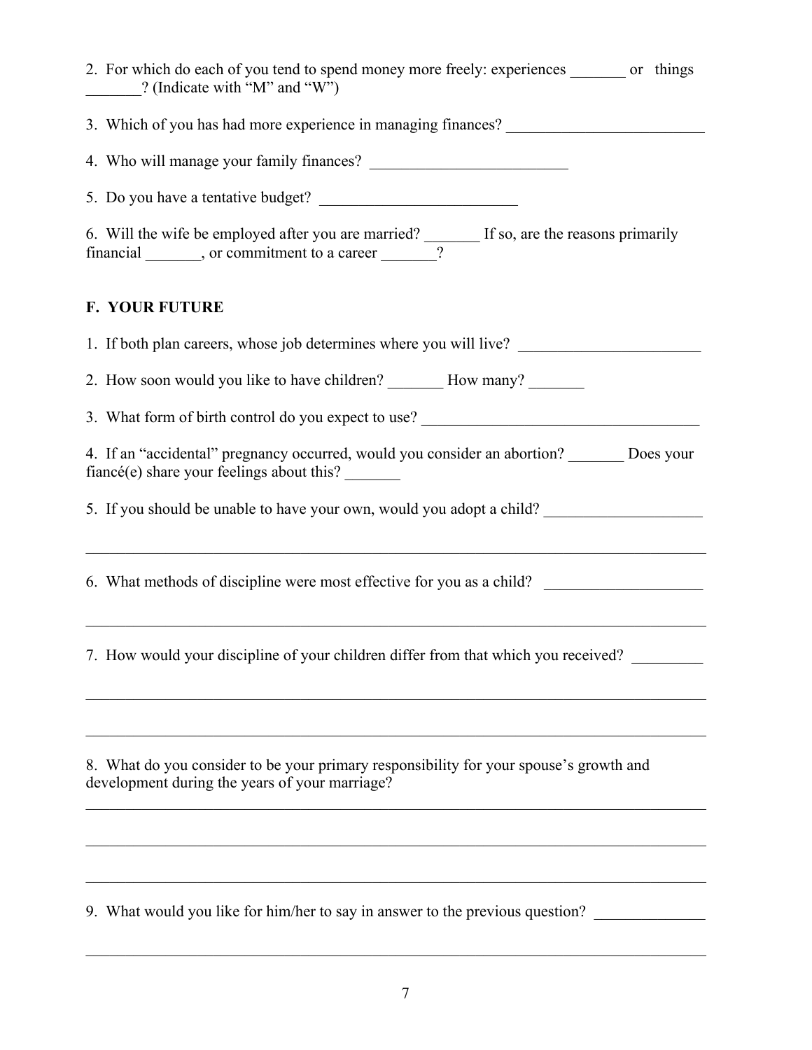2. For which do each of you tend to spend money more freely: experiences _______ or things _______? (Indicate with "M" and "W")

3. Which of you has had more experience in managing finances? _________________________

4. Who will manage your family finances? _________________________

5. Do you have a tentative budget? _________________________

6. Will the wife be employed after you are married? _______ If so, are the reasons primarily financial _______, or commitment to a career _______?

## F. YOUR FUTURE

1. If both plan careers, whose job determines where you will live? _______________________

2. How soon would you like to have children? _______ How many? _______

3. What form of birth control do you expect to use? ___________________________________

4. If an "accidental" pregnancy occurred, would you consider an abortion? _______ Does your fiancé(e) share your feelings about this? _______

5. If you should be unable to have your own, would you adopt a child? ____________________

_______________________________________________________________________________

6. What methods of discipline were most effective for you as a child? ____________________

_______________________________________________________________________________

7. How would your discipline of your children differ from that which you received? _________

_______________________________________________________________________________

_______________________________________________________________________________

8. What do you consider to be your primary responsibility for your spouse's growth and development during the years of your marriage?

_______________________________________________________________________________

_______________________________________________________________________________

_______________________________________________________________________________

9. What would you like for him/her to say in answer to the previous question? ______________

_______________________________________________________________________________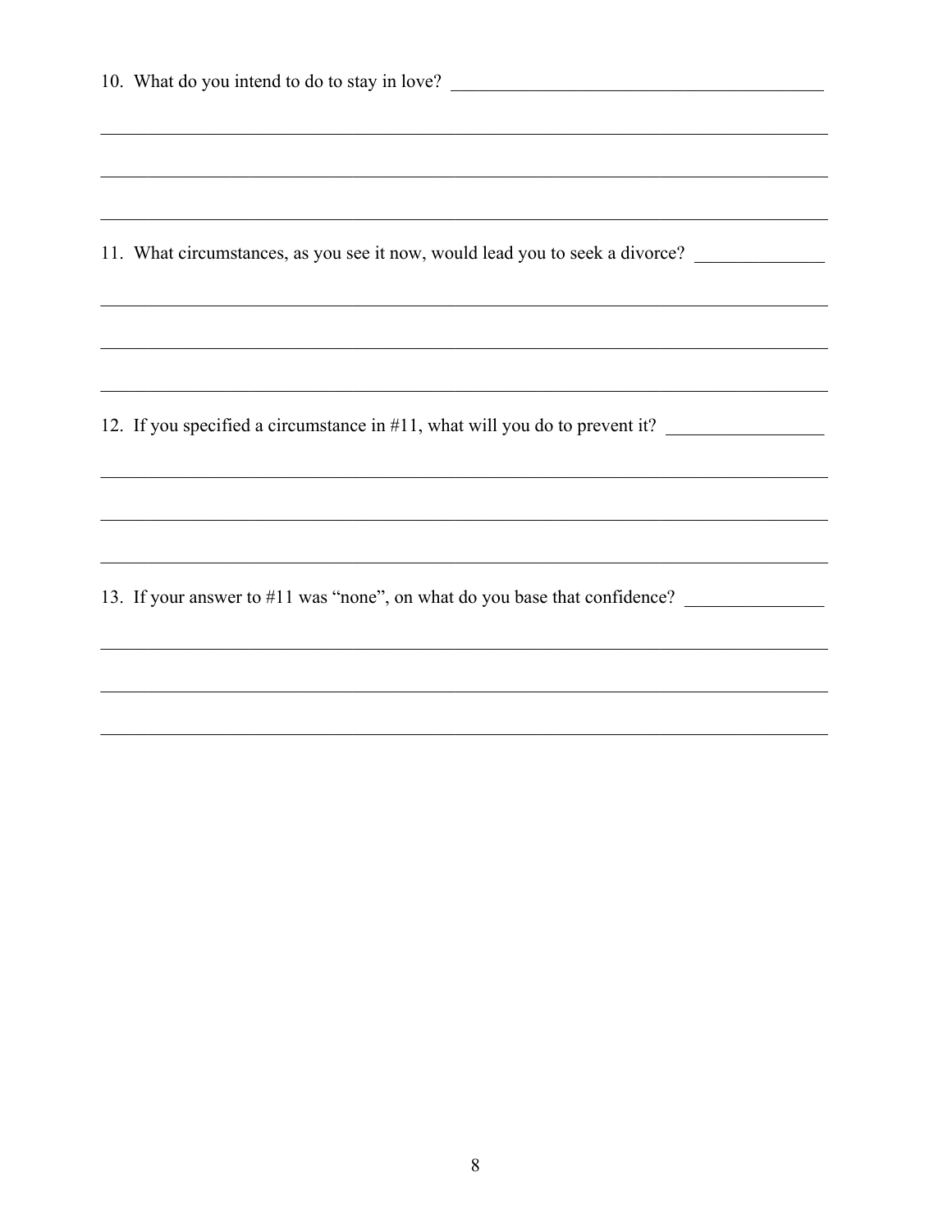10. What do you intend to do to stay in love? ________________________________________

_______________________________________________________________________________

_______________________________________________________________________________

_______________________________________________________________________________

11. What circumstances, as you see it now, would lead you to seek a divorce? ______________

_______________________________________________________________________________

_______________________________________________________________________________

_______________________________________________________________________________

12. If you specified a circumstance in #11, what will you do to prevent it? _________________

_______________________________________________________________________________

_______________________________________________________________________________

_______________________________________________________________________________

13. If your answer to #11 was "none", on what do you base that confidence? _______________

_______________________________________________________________________________

_______________________________________________________________________________

_______________________________________________________________________________